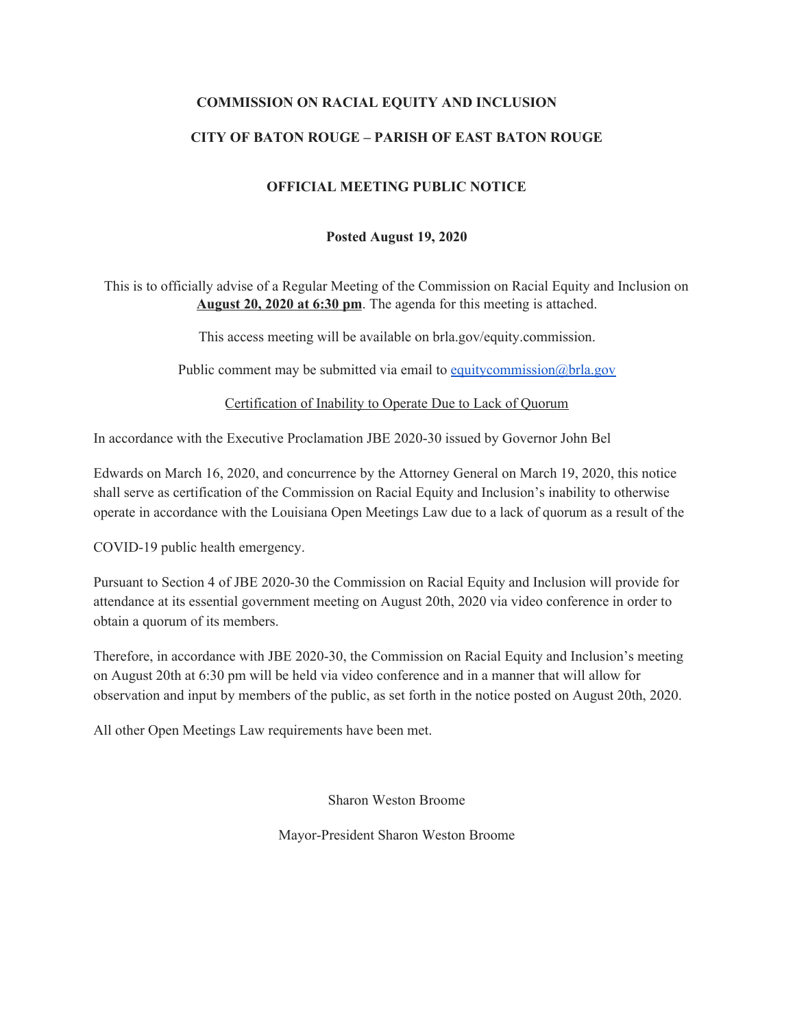**COMMISSION ON RACIAL EQUITY AND INCLUSION**

**CITY OF BATON ROUGE – PARISH OF EAST BATON ROUGE**

**OFFICIAL MEETING PUBLIC NOTICE**

**Posted August 19, 2020**

This is to officially advise of a Regular Meeting of the Commission on Racial Equity and Inclusion on **August 20, 2020 at 6:30 pm**. The agenda for this meeting is attached.

This access meeting will be available on brla.gov/equity.commission.

Public comment may be submitted via email to equitycommission@brla.gov

Certification of Inability to Operate Due to Lack of Quorum

In accordance with the Executive Proclamation JBE 2020-30 issued by Governor John Bel Edwards on March 16, 2020, and concurrence by the Attorney General on March 19, 2020, this notice shall serve as certification of the Commission on Racial Equity and Inclusion's inability to otherwise operate in accordance with the Louisiana Open Meetings Law due to a lack of quorum as a result of the COVID-19 public health emergency.

Pursuant to Section 4 of JBE 2020-30 the Commission on Racial Equity and Inclusion will provide for attendance at its essential government meeting on August 20th, 2020 via video conference in order to obtain a quorum of its members.

Therefore, in accordance with JBE 2020-30, the Commission on Racial Equity and Inclusion's meeting on August 20th at 6:30 pm will be held via video conference and in a manner that will allow for observation and input by members of the public, as set forth in the notice posted on August 20th, 2020.

All other Open Meetings Law requirements have been met.

Sharon Weston Broome

Mayor-President Sharon Weston Broome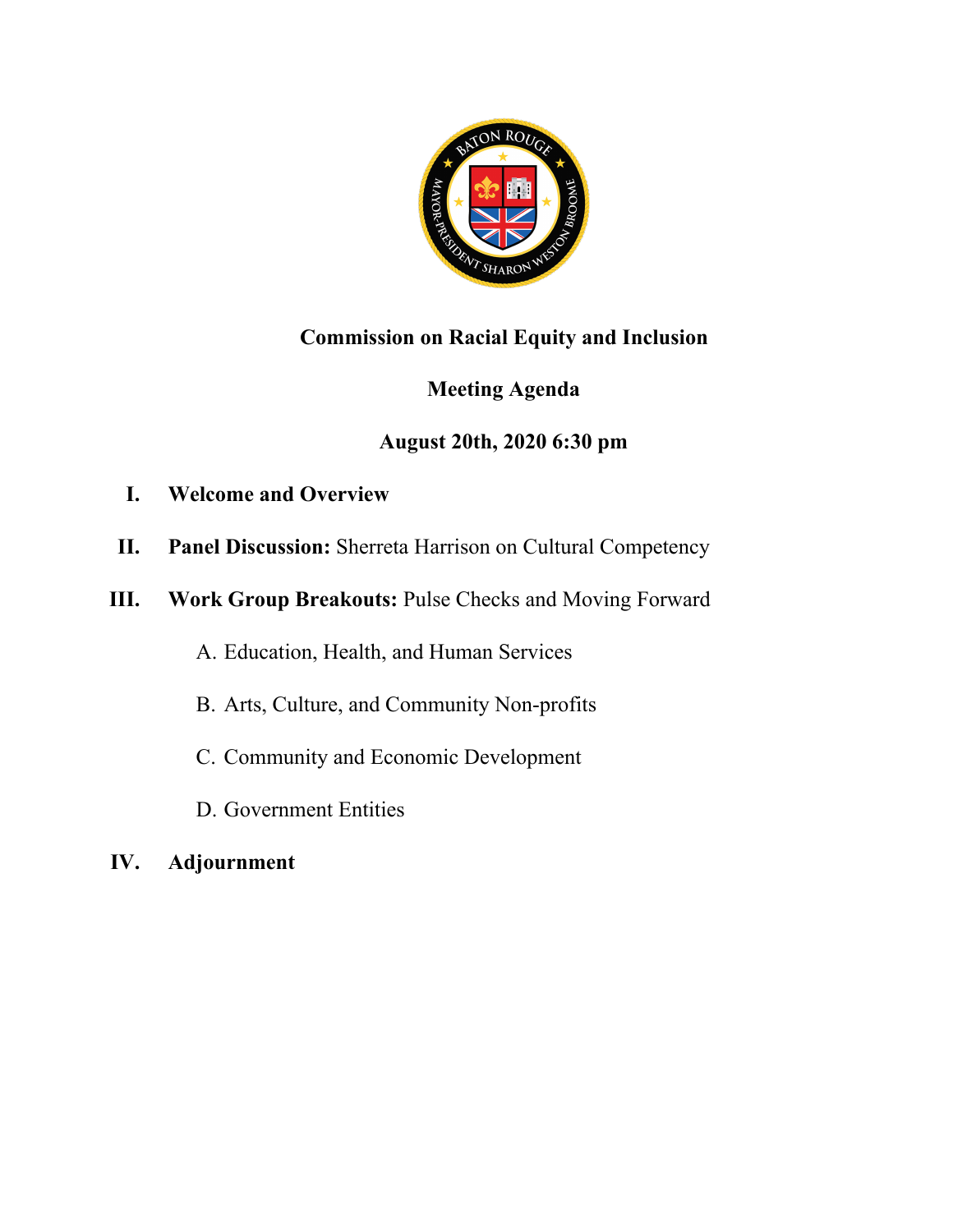**Commission on Racial Equity and Inclusion**

**Meeting Agenda**

**August 20th, 2020 6:30 pm**

I. **Welcome and Overview**

II. **Panel Discussion:** Sherreta Harrison on Cultural Competency

III. **Work Group Breakouts:** Pulse Checks and Moving Forward

   A. Education, Health, and Human Services

   B. Arts, Culture, and Community Non-profits

   C. Community and Economic Development

   D. Government Entities

IV. **Adjournment**